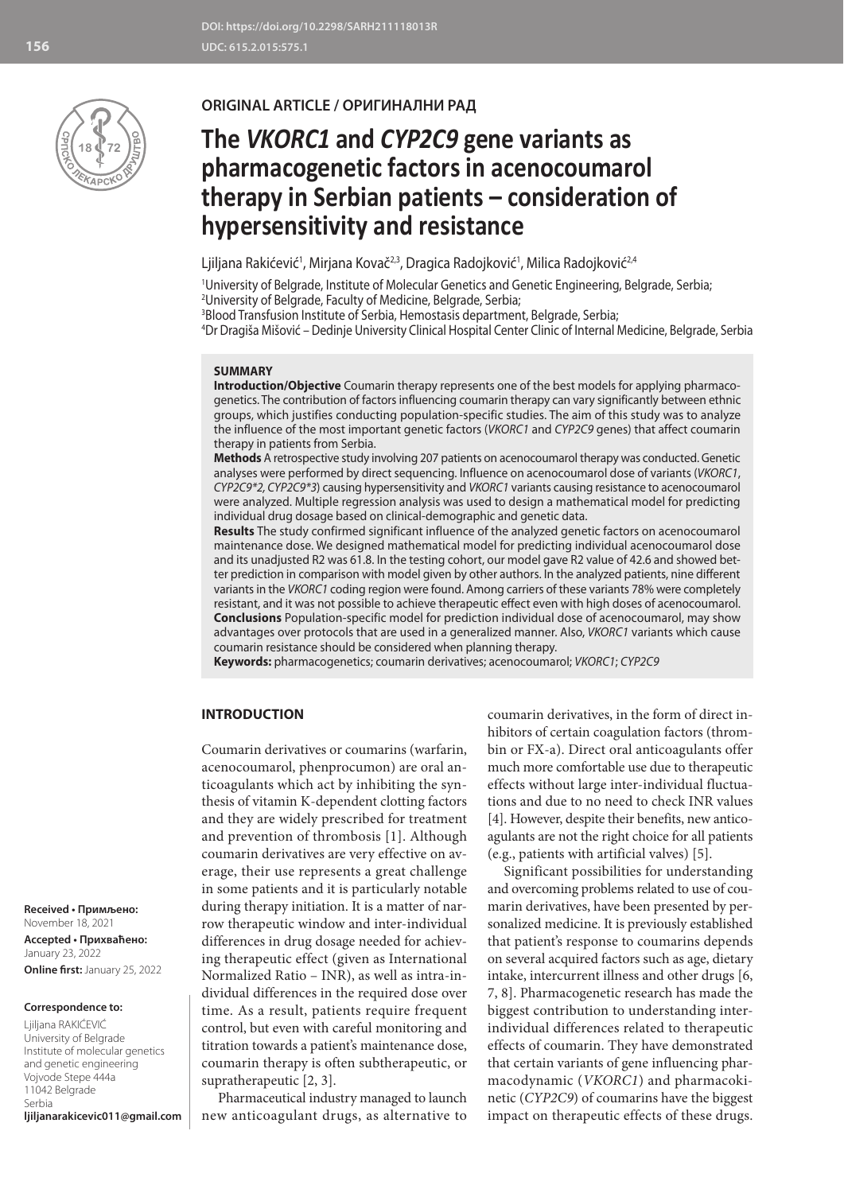DOI: https://doi.org/10.2298/SARH211118013R
UDC: 615.2.015:575.1

**ORIGINAL ARTICLE / ОРИГИНАЛНИ РАД**

# The *VKORC1* and *CYP2C9* gene variants as pharmacogenetic factors in acenocoumarol therapy in Serbian patients – consideration of hypersensitivity and resistance

Ljiljana Rakićević[1], Mirjana Kovač[2,3], Dragica Radojković[1], Milica Radojković[2,4]

[1]University of Belgrade, Institute of Molecular Genetics and Genetic Engineering, Belgrade, Serbia;
[2]University of Belgrade, Faculty of Medicine, Belgrade, Serbia;
[3]Blood Transfusion Institute of Serbia, Hemostasis department, Belgrade, Serbia;
[4]Dr Dragiša Mišović – Dedinje University Clinical Hospital Center Clinic of Internal Medicine, Belgrade, Serbia

**SUMMARY**

**Introduction/Objective** Coumarin therapy represents one of the best models for applying pharmacogenetics. The contribution of factors influencing coumarin therapy can vary significantly between ethnic groups, which justifies conducting population-specific studies. The aim of this study was to analyze the influence of the most important genetic factors (*VKORC1* and *CYP2C9* genes) that affect coumarin therapy in patients from Serbia.

**Methods** A retrospective study involving 207 patients on acenocoumarol therapy was conducted. Genetic analyses were performed by direct sequencing. Influence on acenocoumarol dose of variants (*VKORC1*, *CYP2C9\*2, CYP2C9\*3*) causing hypersensitivity and *VKORC1* variants causing resistance to acenocoumarol were analyzed. Multiple regression analysis was used to design a mathematical model for predicting individual drug dosage based on clinical-demographic and genetic data.

**Results** The study confirmed significant influence of the analyzed genetic factors on acenocoumarol maintenance dose. We designed mathematical model for predicting individual acenocoumarol dose and its unadjusted R2 was 61.8. In the testing cohort, our model gave R2 value of 42.6 and showed better prediction in comparison with model given by other authors. In the analyzed patients, nine different variants in the *VKORC1* coding region were found. Among carriers of these variants 78% were completely resistant, and it was not possible to achieve therapeutic effect even with high doses of acenocoumarol.

**Conclusions** Population-specific model for prediction individual dose of acenocoumarol, may show advantages over protocols that are used in a generalized manner. Also, *VKORC1* variants which cause coumarin resistance should be considered when planning therapy.

**Keywords:** pharmacogenetics; coumarin derivatives; acenocoumarol; *VKORC1*; *CYP2C9*

## INTRODUCTION

Coumarin derivatives or coumarins (warfarin, acenocoumarol, phenprocumon) are oral anticoagulants which act by inhibiting the synthesis of vitamin K-dependent clotting factors and they are widely prescribed for treatment and prevention of thrombosis [1]. Although coumarin derivatives are very effective on average, their use represents a great challenge in some patients and it is particularly notable during therapy initiation. It is a matter of narrow therapeutic window and inter-individual differences in drug dosage needed for achieving therapeutic effect (given as International Normalized Ratio – INR), as well as intra-individual differences in the required dose over time. As a result, patients require frequent control, but even with careful monitoring and titration towards a patient's maintenance dose, coumarin therapy is often subtherapeutic, or supratherapeutic [2, 3].

Pharmaceutical industry managed to launch new anticoagulant drugs, as alternative to coumarin derivatives, in the form of direct inhibitors of certain coagulation factors (thrombin or FX-a). Direct oral anticoagulants offer much more comfortable use due to therapeutic effects without large inter-individual fluctuations and due to no need to check INR values [4]. However, despite their benefits, new anticoagulants are not the right choice for all patients (e.g., patients with artificial valves) [5].

Significant possibilities for understanding and overcoming problems related to use of coumarin derivatives, have been presented by personalized medicine. It is previously established that patient's response to coumarins depends on several acquired factors such as age, dietary intake, intercurrent illness and other drugs [6, 7, 8]. Pharmacogenetic research has made the biggest contribution to understanding inter-individual differences related to therapeutic effects of coumarin. They have demonstrated that certain variants of gene influencing pharmacodynamic (*VKORC1*) and pharmacokinetic (*CYP2C9*) of coumarins have the biggest impact on therapeutic effects of these drugs.

**Received • Примљено:** November 18, 2021
**Accepted • Прихваћено:** January 23, 2022
**Online first:** January 25, 2022

**Correspondence to:**
Ljiljana RAKIĆEVIĆ
University of Belgrade
Institute of molecular genetics and genetic engineering
Vojvode Stepe 444a
11042 Belgrade
Serbia
**ljiljanarakicevic011@gmail.com**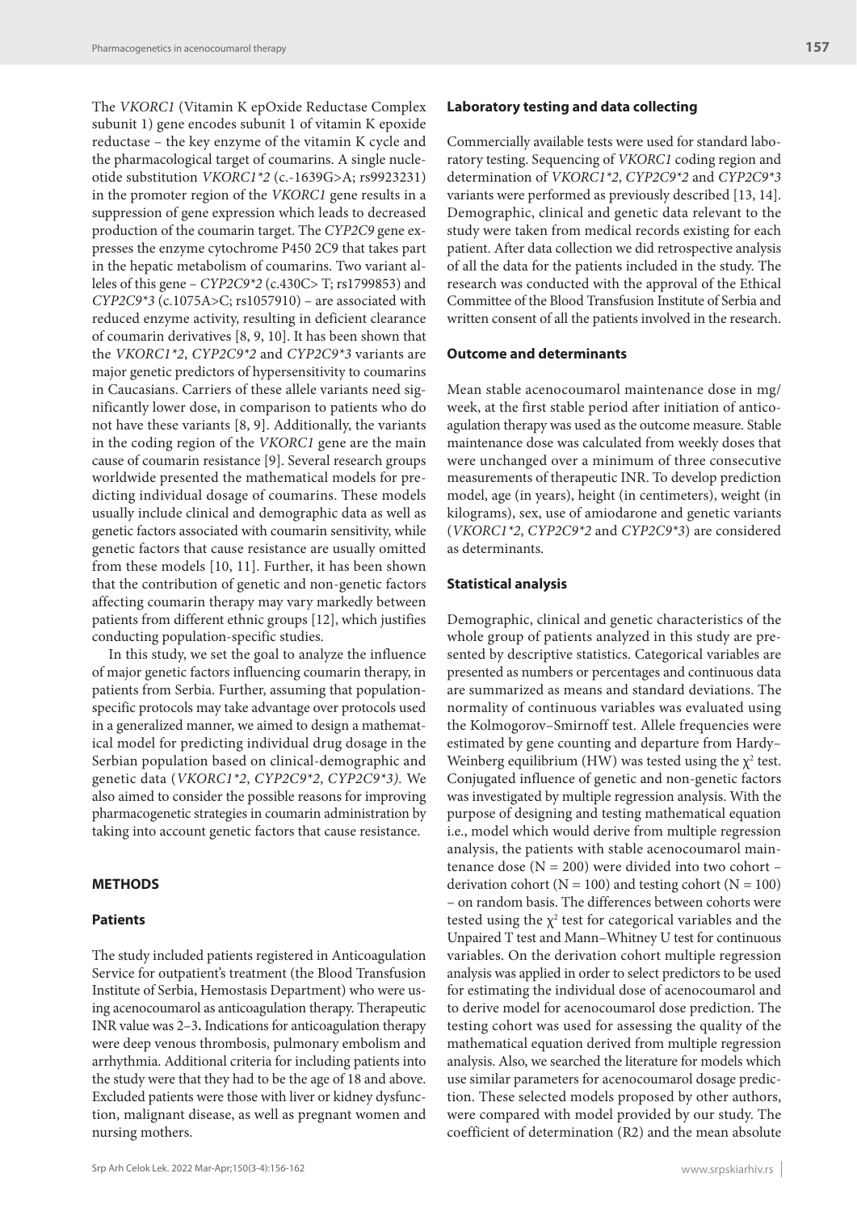The *VKORC1* (Vitamin K epOxide Reductase Complex subunit 1) gene encodes subunit 1 of vitamin K epoxide reductase – the key enzyme of the vitamin K cycle and the pharmacological target of coumarins. A single nucleotide substitution *VKORC1\*2* (c.-1639G>A; rs9923231) in the promoter region of the *VKORC1* gene results in a suppression of gene expression which leads to decreased production of the coumarin target. The *CYP2C9* gene expresses the enzyme cytochrome P450 2C9 that takes part in the hepatic metabolism of coumarins. Two variant alleles of this gene – *CYP2C9\*2* (c.430C> T; rs1799853) and *CYP2C9\*3* (c.1075A>C; rs1057910) – are associated with reduced enzyme activity, resulting in deficient clearance of coumarin derivatives [8, 9, 10]. It has been shown that the *VKORC1\*2*, *CYP2C9\*2* and *CYP2C9\*3* variants are major genetic predictors of hypersensitivity to coumarins in Caucasians. Carriers of these allele variants need significantly lower dose, in comparison to patients who do not have these variants [8, 9]. Additionally, the variants in the coding region of the *VKORC1* gene are the main cause of coumarin resistance [9]. Several research groups worldwide presented the mathematical models for predicting individual dosage of coumarins. These models usually include clinical and demographic data as well as genetic factors associated with coumarin sensitivity, while genetic factors that cause resistance are usually omitted from these models [10, 11]. Further, it has been shown that the contribution of genetic and non-genetic factors affecting coumarin therapy may vary markedly between patients from different ethnic groups [12], which justifies conducting population-specific studies.

In this study, we set the goal to analyze the influence of major genetic factors influencing coumarin therapy, in patients from Serbia. Further, assuming that population-specific protocols may take advantage over protocols used in a generalized manner, we aimed to design a mathematical model for predicting individual drug dosage in the Serbian population based on clinical-demographic and genetic data (*VKORC1\*2*, *CYP2C9\*2*, *CYP2C9\*3).* We also aimed to consider the possible reasons for improving pharmacogenetic strategies in coumarin administration by taking into account genetic factors that cause resistance.

## METHODS

### Patients

The study included patients registered in Anticoagulation Service for outpatient's treatment (the Blood Transfusion Institute of Serbia, Hemostasis Department) who were using acenocoumarol as anticoagulation therapy. Therapeutic INR value was 2–3**.** Indications for anticoagulation therapy were deep venous thrombosis, pulmonary embolism and arrhythmia. Additional criteria for including patients into the study were that they had to be the age of 18 and above. Excluded patients were those with liver or kidney dysfunction, malignant disease, as well as pregnant women and nursing mothers.

### Laboratory testing and data collecting

Commercially available tests were used for standard laboratory testing. Sequencing of *VKORC1* coding region and determination of *VKORC1\*2*, *CYP2C9\*2* and *CYP2C9\*3* variants were performed as previously described [13, 14]. Demographic, clinical and genetic data relevant to the study were taken from medical records existing for each patient. After data collection we did retrospective analysis of all the data for the patients included in the study. The research was conducted with the approval of the Ethical Committee of the Blood Transfusion Institute of Serbia and written consent of all the patients involved in the research.

### Outcome and determinants

Mean stable acenocoumarol maintenance dose in mg/week, at the first stable period after initiation of anticoagulation therapy was used as the outcome measure. Stable maintenance dose was calculated from weekly doses that were unchanged over a minimum of three consecutive measurements of therapeutic INR. To develop prediction model, age (in years), height (in centimeters), weight (in kilograms), sex, use of amiodarone and genetic variants (*VKORC1\*2*, *CYP2C9\*2* and *CYP2C9\*3*) are considered as determinants.

### Statistical analysis

Demographic, clinical and genetic characteristics of the whole group of patients analyzed in this study are presented by descriptive statistics. Categorical variables are presented as numbers or percentages and continuous data are summarized as means and standard deviations. The normality of continuous variables was evaluated using the Kolmogorov–Smirnoff test. Allele frequencies were estimated by gene counting and departure from Hardy–Weinberg equilibrium (HW) was tested using the $\chi^2$ test. Conjugated influence of genetic and non-genetic factors was investigated by multiple regression analysis. With the purpose of designing and testing mathematical equation i.e., model which would derive from multiple regression analysis, the patients with stable acenocoumarol maintenance dose (N = 200) were divided into two cohort – derivation cohort (N = 100) and testing cohort (N = 100) – on random basis. The differences between cohorts were tested using the $\chi^2$ test for categorical variables and the Unpaired T test and Mann–Whitney U test for continuous variables. On the derivation cohort multiple regression analysis was applied in order to select predictors to be used for estimating the individual dose of acenocoumarol and to derive model for acenocoumarol dose prediction. The testing cohort was used for assessing the quality of the mathematical equation derived from multiple regression analysis. Also, we searched the literature for models which use similar parameters for acenocoumarol dosage prediction. These selected models proposed by other authors, were compared with model provided by our study. The coefficient of determination (R2) and the mean absolute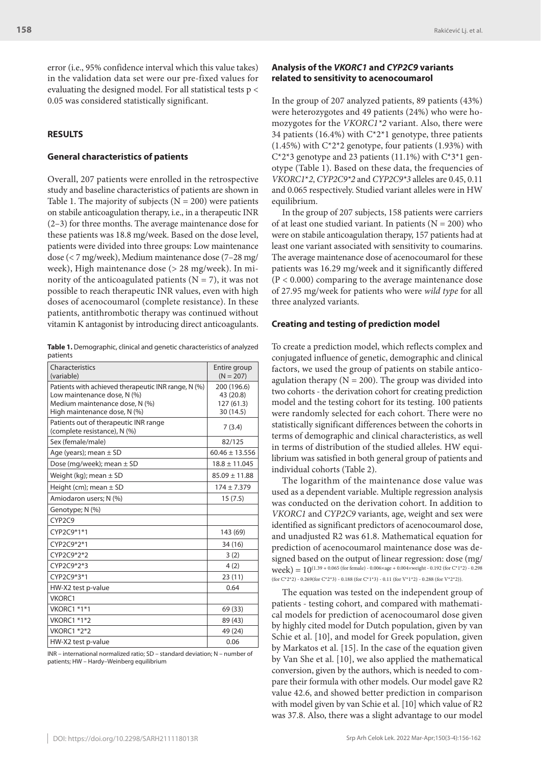error (i.e., 95% confidence interval which this value takes) in the validation data set were our pre-fixed values for evaluating the designed model. For all statistical tests $p < 0.05$ was considered statistically significant.

## RESULTS

### General characteristics of patients

Overall, 207 patients were enrolled in the retrospective study and baseline characteristics of patients are shown in Table 1. The majority of subjects ($N = 200$) were patients on stabile anticoagulation therapy, i.e., in a therapeutic INR (2–3) for three months. The average maintenance dose for these patients was 18.8 mg/week. Based on the dose level, patients were divided into three groups: Low maintenance dose (< 7 mg/week), Medium maintenance dose (7–28 mg/week), High maintenance dose (> 28 mg/week). In minority of the anticoagulated patients ($N = 7$), it was not possible to reach therapeutic INR values, even with high doses of acenocoumarol (complete resistance). In these patients, antithrombotic therapy was continued without vitamin K antagonist by introducing direct anticoagulants.

**Table 1.** Demographic, clinical and genetic characteristics of analyzed patients

| Characteristics (variable) | Entire group (N = 207) |
|---|---|
| Patients with achieved therapeutic INR range, N (%)<br>Low maintenance dose, N (%)<br>Medium maintenance dose, N (%)<br>High maintenance dose, N (%) | 200 (196.6)<br>43 (20.8)<br>127 (61.3)<br>30 (14.5) |
| Patients out of therapeutic INR range (complete resistance), N (%) | 7 (3.4) |
| Sex (female/male) | 82/125 |
| Age (years); mean ± SD | 60.46 ± 13.556 |
| Dose (mg/week); mean ± SD | 18.8 ± 11.045 |
| Weight (kg); mean ± SD | 85.09 ± 11.88 |
| Height (cm); mean ± SD | 174 ± 7.379 |
| Amiodaron users; N (%) | 15 (7.5) |
| Genotype; N (%) | |
| CYP2C9 | |
| CYP2C9*1*1 | 143 (69) |
| CYP2C9*2*1 | 34 (16) |
| CYP2C9*2*2 | 3 (2) |
| CYP2C9*2*3 | 4 (2) |
| CYP2C9*3*1 | 23 (11) |
| HW-X2 test p-value | 0.64 |
| VKORC1 | |
| VKORC1 *1*1 | 69 (33) |
| VKORC1 *1*2 | 89 (43) |
| VKORC1 *2*2 | 49 (24) |
| HW-X2 test p-value | 0.06 |

INR – international normalized ratio; SD – standard deviation; N – number of patients; HW – Hardy–Weinberg equilibrium

### Analysis of the *VKORC1* and *CYP2C9* variants related to sensitivity to acenocoumarol

In the group of 207 analyzed patients, 89 patients (43%) were heterozygotes and 49 patients (24%) who were homozygotes for the *VKORC1*2* variant. Also, there were 34 patients (16.4%) with C*2*1 genotype, three patients (1.45%) with C*2*2 genotype, four patients (1.93%) with C*2*3 genotype and 23 patients (11.1%) with C*3*1 genotype (Table 1). Based on these data, the frequencies of *VKORC1*2*, *CYP2C9*2* and *CYP2C9*3* alleles are 0.45, 0.11 and 0.065 respectively. Studied variant alleles were in HW equilibrium.

In the group of 207 subjects, 158 patients were carriers of at least one studied variant. In patients ($N = 200$) who were on stabile anticoagulation therapy, 157 patients had at least one variant associated with sensitivity to coumarins. The average maintenance dose of acenocoumarol for these patients was 16.29 mg/week and it significantly differed ($P < 0.000$) comparing to the average maintenance dose of 27.95 mg/week for patients who were *wild type* for all three analyzed variants.

### Creating and testing of prediction model

To create a prediction model, which reflects complex and conjugated influence of genetic, demographic and clinical factors, we used the group of patients on stabile anticoagulation therapy ($N = 200$). The group was divided into two cohorts - the derivation cohort for creating prediction model and the testing cohort for its testing. 100 patients were randomly selected for each cohort. There were no statistically significant differences between the cohorts in terms of demographic and clinical characteristics, as well in terms of distribution of the studied alleles. HW equilibrium was satisfied in both general group of patients and individual cohorts (Table 2).

The logarithm of the maintenance dose value was used as a dependent variable. Multiple regression analysis was conducted on the derivation cohort. In addition to *VKORC1* and *CYP2C9* variants, age, weight and sex were identified as significant predictors of acenocoumarol dose, and unadjusted R2 was 61.8. Mathematical equation for prediction of acenocoumarol maintenance dose was designed based on the output of linear regression: dose (mg/week) $= 10^{(1.39 + 0.065 \text{ (for female)} - 0.006\times\text{age} + 0.004\times\text{weight} - 0.192 \text{ (for C*1*2)} - 0.298 \text{ (for C*2*2)} - 0.269 \text{(for C*2*3)} - 0.188 \text{ (for C*1*3)} - 0.11 \text{ (for V*1*2)} - 0.288 \text{ (for V*2*2)})}$.

The equation was tested on the independent group of patients - testing cohort, and compared with mathematical models for prediction of acenocoumarol dose given by highly cited model for Dutch population, given by van Schie et al. [10], and model for Greek population, given by Markatos et al. [15]. In the case of the equation given by Van She et al. [10], we also applied the mathematical conversion, given by the authors, which is needed to compare their formula with other models. Our model gave R2 value 42.6, and showed better prediction in comparison with model given by van Schie et al. [10] which value of R2 was 37.8. Also, there was a slight advantage to our model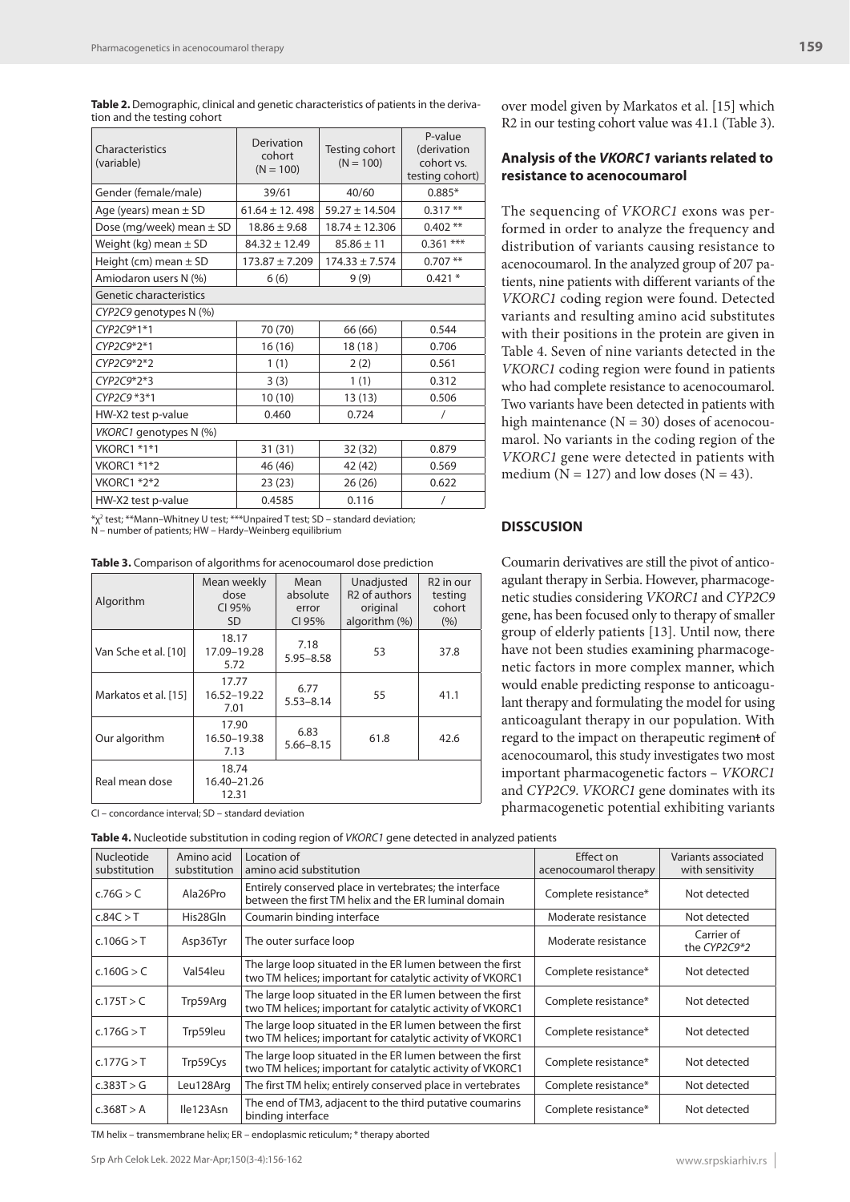**Table 2.** Demographic, clinical and genetic characteristics of patients in the derivation and the testing cohort

| Characteristics (variable) | Derivation cohort (N = 100) | Testing cohort (N = 100) | P-value (derivation cohort vs. testing cohort) |
|---|---|---|---|
| Gender (female/male) | 39/61 | 40/60 | 0.885* |
| Age (years) mean ± SD | 61.64 ± 12. 498 | 59.27 ± 14.504 | 0.317 ** |
| Dose (mg/week) mean ± SD | 18.86 ± 9.68 | 18.74 ± 12.306 | 0.402 ** |
| Weight (kg) mean ± SD | 84.32 ± 12.49 | 85.86 ± 11 | 0.361 *** |
| Height (cm) mean ± SD | 173.87 ± 7.209 | 174.33 ± 7.574 | 0.707 ** |
| Amiodaron users N (%) | 6 (6) | 9 (9) | 0.421 * |
| Genetic characteristics | | | |
| *CYP2C9* genotypes N (%) | | | |
| *CYP2C9*\*1\*1 | 70 (70) | 66 (66) | 0.544 |
| *CYP2C9*\*2\*1 | 16 (16) | 18 (18 ) | 0.706 |
| *CYP2C9*\*2\*2 | 1 (1) | 2 (2) | 0.561 |
| *CYP2C9*\*2\*3 | 3 (3) | 1 (1) | 0.312 |
| *CYP2C9* \*3\*1 | 10 (10) | 13 (13) | 0.506 |
| HW-X2 test p-value | 0.460 | 0.724 | / |
| *VKORC1* genotypes N (%) | | | |
| VKORC1 \*1\*1 | 31 (31) | 32 (32) | 0.879 |
| VKORC1 \*1\*2 | 46 (46) | 42 (42) | 0.569 |
| VKORC1 \*2\*2 | 23 (23) | 26 (26) | 0.622 |
| HW-X2 test p-value | 0.4585 | 0.116 | / |

\*$\chi^2$ test; \*\*Mann–Whitney U test; \*\*\*Unpaired T test; SD – standard deviation; N – number of patients; HW – Hardy–Weinberg equilibrium

**Table 3.** Comparison of algorithms for acenocoumarol dose prediction

| Algorithm | Mean weekly dose CI 95% SD | Mean absolute error CI 95% | Unadjusted R2 of authors original algorithm (%) | R2 in our testing cohort (%) |
|---|---|---|---|---|
| Van Sche et al. [10] | 18.17 17.09–19.28 5.72 | 7.18 5.95–8.58 | 53 | 37.8 |
| Markatos et al. [15] | 17.77 16.52–19.22 7.01 | 6.77 5.53–8.14 | 55 | 41.1 |
| Our algorithm | 17.90 16.50–19.38 7.13 | 6.83 5.66–8.15 | 61.8 | 42.6 |
| Real mean dose | 18.74 16.40–21.26 12.31 | | | |

CI – concordance interval; SD – standard deviation

over model given by Markatos et al. [15] which R2 in our testing cohort value was 41.1 (Table 3).

### Analysis of the *VKORC1* variants related to resistance to acenocoumarol

The sequencing of *VKORC1* exons was performed in order to analyze the frequency and distribution of variants causing resistance to acenocoumarol. In the analyzed group of 207 patients, nine patients with different variants of the *VKORC1* coding region were found. Detected variants and resulting amino acid substitutes with their positions in the protein are given in Table 4. Seven of nine variants detected in the *VKORC1* coding region were found in patients who had complete resistance to acenocoumarol. Two variants have been detected in patients with high maintenance (N = 30) doses of acenocoumarol. No variants in the coding region of the *VKORC1* gene were detected in patients with medium (N = 127) and low doses (N = 43).

## DISSCUSION

Coumarin derivatives are still the pivot of anticoagulant therapy in Serbia. However, pharmacogenetic studies considering *VKORC1* and *CYP2C9* gene, has been focused only to therapy of smaller group of elderly patients [13]. Until now, there have not been studies examining pharmacogenetic factors in more complex manner, which would enable predicting response to anticoagulant therapy and formulating the model for using anticoagulant therapy in our population. With regard to the impact on therapeutic regiment of acenocoumarol, this study investigates two most important pharmacogenetic factors – *VKORC1* and *CYP2C9*. *VKORC1* gene dominates with its pharmacogenetic potential exhibiting variants

**Table 4.** Nucleotide substitution in coding region of *VKORC1* gene detected in analyzed patients

| Nucleotide substitution | Amino acid substitution | Location of amino acid substitution | Effect on acenocoumarol therapy | Variants associated with sensitivity |
|---|---|---|---|---|
| c.76G > C | Ala26Pro | Entirely conserved place in vertebrates; the interface between the first TM helix and the ER luminal domain | Complete resistance* | Not detected |
| c.84C > T | His28Gln | Coumarin binding interface | Moderate resistance | Not detected |
| c.106G > T | Asp36Tyr | The outer surface loop | Moderate resistance | Carrier of the *CYP2C9\*2* |
| c.160G > C | Val54leu | The large loop situated in the ER lumen between the first two TM helices; important for catalytic activity of VKORC1 | Complete resistance* | Not detected |
| c.175T > C | Trp59Arg | The large loop situated in the ER lumen between the first two TM helices; important for catalytic activity of VKORC1 | Complete resistance* | Not detected |
| c.176G > T | Trp59leu | The large loop situated in the ER lumen between the first two TM helices; important for catalytic activity of VKORC1 | Complete resistance* | Not detected |
| c.177G > T | Trp59Cys | The large loop situated in the ER lumen between the first two TM helices; important for catalytic activity of VKORC1 | Complete resistance* | Not detected |
| c.383T > G | Leu128Arg | The first TM helix; entirely conserved place in vertebrates | Complete resistance* | Not detected |
| c.368T > A | Ile123Asn | The end of TM3, adjacent to the third putative coumarins binding interface | Complete resistance* | Not detected |

TM helix – transmembrane helix; ER – endoplasmic reticulum; * therapy aborted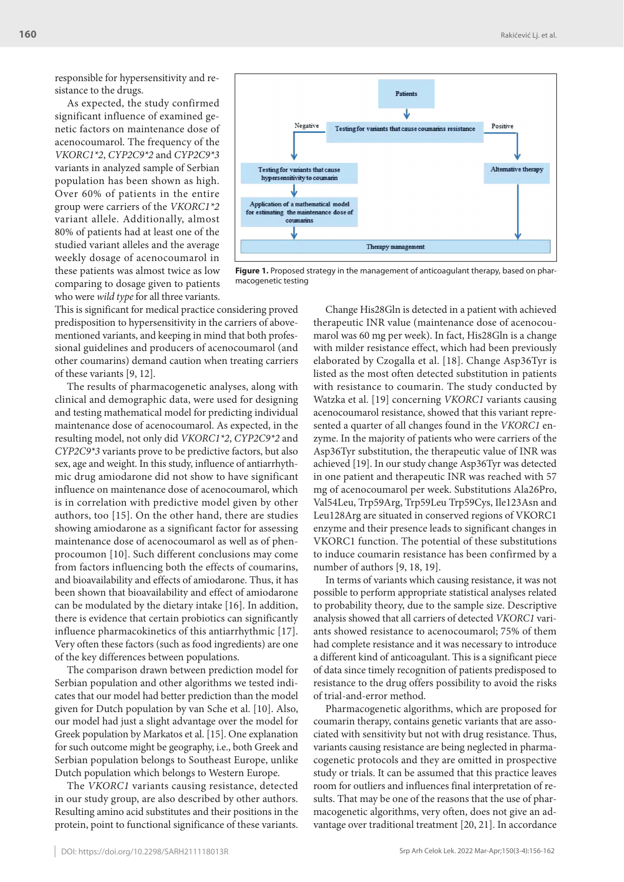responsible for hypersensitivity and resistance to the drugs.

As expected, the study confirmed significant influence of examined genetic factors on maintenance dose of acenocoumarol. The frequency of the *VKORC1\*2*, *CYP2C9\*2* and *CYP2C9\*3* variants in analyzed sample of Serbian population has been shown as high. Over 60% of patients in the entire group were carriers of the *VKORC1\*2* variant allele. Additionally, almost 80% of patients had at least one of the studied variant alleles and the average weekly dosage of acenocoumarol in these patients was almost twice as low comparing to dosage given to patients who were *wild type* for all three variants. This is significant for medical practice considering proved predisposition to hypersensitivity in the carriers of above-mentioned variants, and keeping in mind that both professional guidelines and producers of acenocoumarol (and other coumarins) demand caution when treating carriers of these variants [9, 12].

Patients

Testing for variants that cause coumarins resistance

Negative | Positive

Testing for variants that cause hypersensitivity to coumarin

Application of a mathematical model for estimating the maintenance dose of coumarins

Alternative therapy

Therapy management

**Figure 1.** Proposed strategy in the management of anticoagulant therapy, based on pharmacogenetic testing

The results of pharmacogenetic analyses, along with clinical and demographic data, were used for designing and testing mathematical model for predicting individual maintenance dose of acenocoumarol. As expected, in the resulting model, not only did *VKORC1\*2*, *CYP2C9\*2* and *CYP2C9\*3* variants prove to be predictive factors, but also sex, age and weight. In this study, influence of antiarrhythmic drug amiodarone did not show to have significant influence on maintenance dose of acenocoumarol, which is in correlation with predictive model given by other authors, too [15]. On the other hand, there are studies showing amiodarone as a significant factor for assessing maintenance dose of acenocoumarol as well as of phenprocoumon [10]. Such different conclusions may come from factors influencing both the effects of coumarins, and bioavailability and effects of amiodarone. Thus, it has been shown that bioavailability and effect of amiodarone can be modulated by the dietary intake [16]. In addition, there is evidence that certain probiotics can significantly influence pharmacokinetics of this antiarrhythmic [17]. Very often these factors (such as food ingredients) are one of the key differences between populations.

The comparison drawn between prediction model for Serbian population and other algorithms we tested indicates that our model had better prediction than the model given for Dutch population by van Sche et al. [10]. Also, our model had just a slight advantage over the model for Greek population by Markatos et al. [15]. One explanation for such outcome might be geography, i.e., both Greek and Serbian population belongs to Southeast Europe, unlike Dutch population which belongs to Western Europe.

The *VKORC1* variants causing resistance, detected in our study group, are also described by other authors. Resulting amino acid substitutes and their positions in the protein, point to functional significance of these variants.

Change His28Gln is detected in a patient with achieved therapeutic INR value (maintenance dose of acenocoumarol was 60 mg per week). In fact, His28Gln is a change with milder resistance effect, which had been previously elaborated by Czogalla et al. [18]. Change Asp36Tyr is listed as the most often detected substitution in patients with resistance to coumarin. The study conducted by Watzka et al. [19] concerning *VKORC1* variants causing acenocoumarol resistance, showed that this variant represented a quarter of all changes found in the *VKORC1* enzyme. In the majority of patients who were carriers of the Asp36Tyr substitution, the therapeutic value of INR was achieved [19]. In our study change Asp36Tyr was detected in one patient and therapeutic INR was reached with 57 mg of acenocoumarol per week. Substitutions Ala26Pro, Val54Leu, Trp59Arg, Trp59Leu Trp59Cys, Ile123Asn and Leu128Arg are situated in conserved regions of VKORC1 enzyme and their presence leads to significant changes in VKORC1 function. The potential of these substitutions to induce coumarin resistance has been confirmed by a number of authors [9, 18, 19].

In terms of variants which causing resistance, it was not possible to perform appropriate statistical analyses related to probability theory, due to the sample size. Descriptive analysis showed that all carriers of detected *VKORC1* variants showed resistance to acenocoumarol; 75% of them had complete resistance and it was necessary to introduce a different kind of anticoagulant. This is a significant piece of data since timely recognition of patients predisposed to resistance to the drug offers possibility to avoid the risks of trial-and-error method.

Pharmacogenetic algorithms, which are proposed for coumarin therapy, contains genetic variants that are associated with sensitivity but not with drug resistance. Thus, variants causing resistance are being neglected in pharmacogenetic protocols and they are omitted in prospective study or trials. It can be assumed that this practice leaves room for outliers and influences final interpretation of results. That may be one of the reasons that the use of pharmacogenetic algorithms, very often, does not give an advantage over traditional treatment [20, 21]. In accordance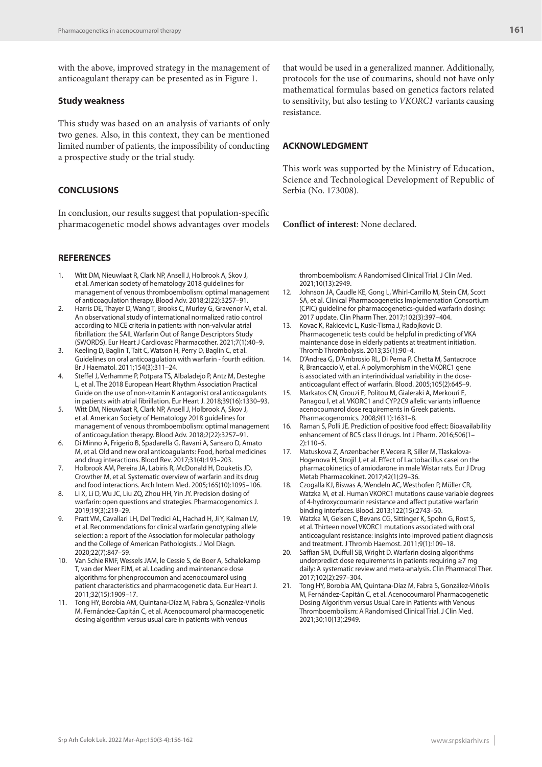with the above, improved strategy in the management of anticoagulant therapy can be presented as in Figure 1.

### Study weakness

This study was based on an analysis of variants of only two genes. Also, in this context, they can be mentioned limited number of patients, the impossibility of conducting a prospective study or the trial study.

## CONCLUSIONS

In conclusion, our results suggest that population-specific pharmacogenetic model shows advantages over models that would be used in a generalized manner. Additionally, protocols for the use of coumarins, should not have only mathematical formulas based on genetics factors related to sensitivity, but also testing to *VKORC1* variants causing resistance.

## ACKNOWLEDGMENT

This work was supported by the Ministry of Education, Science and Technological Development of Republic of Serbia (No. 173008).

**Conflict of interest**: None declared.

## REFERENCES

1. Witt DM, Nieuwlaat R, Clark NP, Ansell J, Holbrook A, Skov J, et al. American society of hematology 2018 guidelines for management of venous thromboembolism: optimal management of anticoagulation therapy. Blood Adv. 2018;2(22):3257–91.
2. Harris DE, Thayer D, Wang T, Brooks C, Murley G, Gravenor M, et al. An observational study of international normalized ratio control according to NICE criteria in patients with non-valvular atrial fibrillation: the SAIL Warfarin Out of Range Descriptors Study (SWORDS). Eur Heart J Cardiovasc Pharmacother. 2021;7(1):40–9.
3. Keeling D, Baglin T, Tait C, Watson H, Perry D, Baglin C, et al. Guidelines on oral anticoagulation with warfarin - fourth edition. Br J Haematol. 2011;154(3):311–24.
4. Steffel J, Verhamme P, Potpara TS, Albaladejo P, Antz M, Desteghe L, et al. The 2018 European Heart Rhythm Association Practical Guide on the use of non-vitamin K antagonist oral anticoagulants in patients with atrial fibrillation. Eur Heart J. 2018;39(16):1330–93.
5. Witt DM, Nieuwlaat R, Clark NP, Ansell J, Holbrook A, Skov J, et al. American Society of Hematology 2018 guidelines for management of venous thromboembolism: optimal management of anticoagulation therapy. Blood Adv. 2018;2(22):3257–91.
6. Di Minno A, Frigerio B, Spadarella G, Ravani A, Sansaro D, Amato M, et al. Old and new oral anticoagulants: Food, herbal medicines and drug interactions. Blood Rev. 2017;31(4):193–203.
7. Holbrook AM, Pereira JA, Labiris R, McDonald H, Douketis JD, Crowther M, et al. Systematic overview of warfarin and its drug and food interactions. Arch Intern Med. 2005;165(10):1095–106.
8. Li X, Li D, Wu JC, Liu ZQ, Zhou HH, Yin JY. Precision dosing of warfarin: open questions and strategies. Pharmacogenomics J. 2019;19(3):219–29.
9. Pratt VM, Cavallari LH, Del Tredici AL, Hachad H, Ji Y, Kalman LV, et al. Recommendations for clinical warfarin genotyping allele selection: a report of the Association for molecular pathology and the College of American Pathologists. J Mol Diagn. 2020;22(7):847–59.
10. Van Schie RMF, Wessels JAM, le Cessie S, de Boer A, Schalekamp T, van der Meer FJM, et al. Loading and maintenance dose algorithms for phenprocoumon and acenocoumarol using patient characteristics and pharmacogenetic data. Eur Heart J. 2011;32(15):1909–17.
11. Tong HY, Borobia AM, Quintana-Díaz M, Fabra S, González-Viñolis M, Fernández-Capitán C, et al. Acenocoumarol pharmacogenetic dosing algorithm versus usual care in patients with venous thromboembolism: A Randomised Clinical Trial. J Clin Med. 2021;10(13):2949.
12. Johnson JA, Caudle KE, Gong L, Whirl-Carrillo M, Stein CM, Scott SA, et al. Clinical Pharmacogenetics Implementation Consortium (CPIC) guideline for pharmacogenetics-guided warfarin dosing: 2017 update. Clin Pharm Ther. 2017;102(3):397–404.
13. Kovac K, Rakicevic L, Kusic-Tisma J, Radojkovic D. Pharmacogenetic tests could be helpful in predicting of VKA maintenance dose in elderly patients at treatment initiation. Thromb Thrombolysis. 2013;35(1):90–4.
14. D'Andrea G, D'Ambrosio RL, Di Perna P, Chetta M, Santacroce R, Brancaccio V, et al. A polymorphism in the VKORC1 gene is associated with an interindividual variability in the dose-anticoagulant effect of warfarin. Blood. 2005;105(2):645–9.
15. Markatos CN, Grouzi E, Politou M, Gialeraki A, Merkouri E, Panagou I, et al. VKORC1 and CYP2C9 allelic variants influence acenocoumarol dose requirements in Greek patients. Pharmacogenomics. 2008;9(11):1631–8.
16. Raman S, Polli JE. Prediction of positive food effect: Bioavailability enhancement of BCS class II drugs. Int J Pharm. 2016;506(1–2):110–5.
17. Matuskova Z, Anzenbacher P, Vecera R, Siller M, Tlaskalova-Hogenova H, Strojil J, et al. Effect of Lactobacillus casei on the pharmacokinetics of amiodarone in male Wistar rats. Eur J Drug Metab Pharmacokinet. 2017;42(1):29–36.
18. Czogalla KJ, Biswas A, Wendeln AC, Westhofen P, Müller CR, Watzka M, et al. Human VKORC1 mutations cause variable degrees of 4-hydroxycoumarin resistance and affect putative warfarin binding interfaces. Blood. 2013;122(15):2743–50.
19. Watzka M, Geisen C, Bevans CG, Sittinger K, Spohn G, Rost S, et al. Thirteen novel VKORC1 mutations associated with oral anticoagulant resistance: insights into improved patient diagnosis and treatment. J Thromb Haemost. 2011;9(1):109–18.
20. Saffian SM, Duffull SB, Wright D. Warfarin dosing algorithms underpredict dose requirements in patients requiring ≥7 mg daily: A systematic review and meta-analysis. Clin Pharmacol Ther. 2017;102(2):297–304.
21. Tong HY, Borobia AM, Quintana-Díaz M, Fabra S, González-Viñolis M, Fernández-Capitán C, et al. Acenocoumarol Pharmacogenetic Dosing Algorithm versus Usual Care in Patients with Venous Thromboembolism: A Randomised Clinical Trial. J Clin Med. 2021;30;10(13):2949.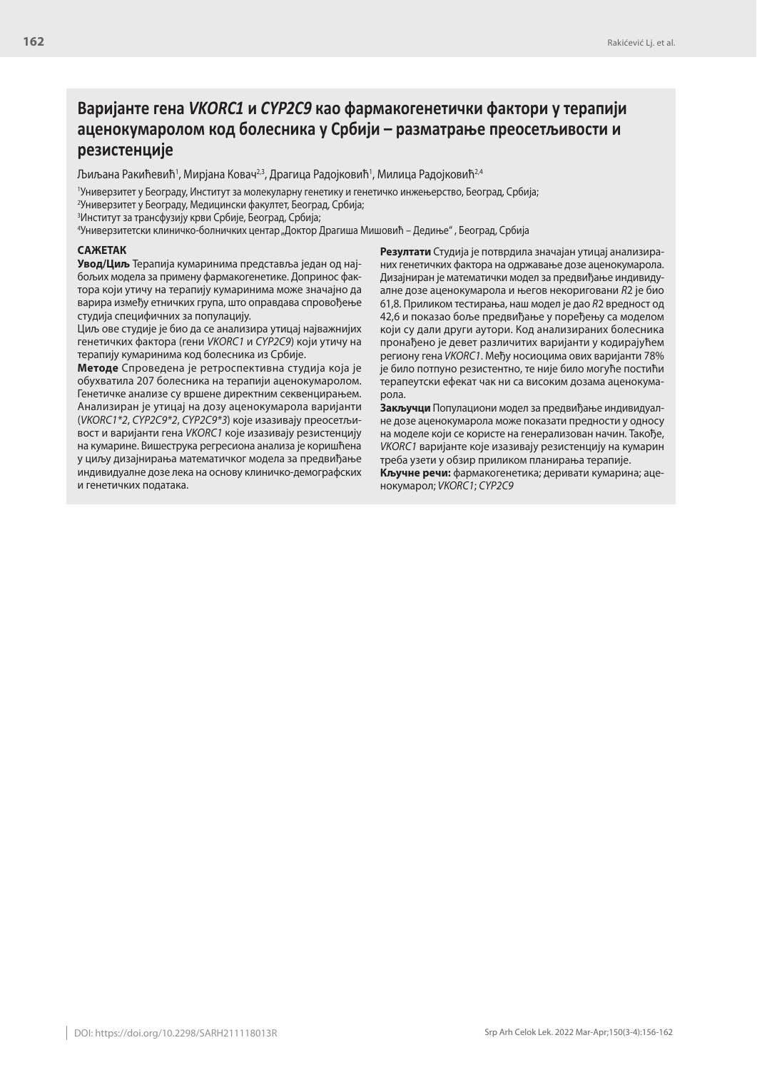# Варијанте гена *VKORC1* и *CYP2C9* као фармакогенетички фактори у терапији аценокумаролом код болесника у Србији – разматрање преосетљивости и резистенције

Љиљана Ракићевић[1], Мирјана Ковач[2,3], Драгица Радојковић[1], Милица Радојковић[2,4]

[1]Универзитет у Београду, Институт за молекуларну генетику и генетичко инжењерство, Београд, Србија;
[2]Универзитет у Београду, Медицински факултет, Београд, Србија;
[3]Институт за трансфузију крви Србије, Београд, Србија;
[4]Универзитетски клиничко-болнички центар „Доктор Драгиша Мишовић – Дедиње" , Београд, Србија

## САЖЕТАК

**Увод/Циљ** Терапија кумаринима представља један од најбољих модела за примену фармакогенетике. Допринос фактора који утичу на терапију кумаринима може значајно да варира између етничких група, што оправдава спровођење студија специфичних за популацију.

Циљ ове студије је био да се анализира утицај најважнијих генетичких фактора (гени *VKORC1* и *CYP2C9*) који утичу на терапију кумаринима код болесника из Србије.

**Методе** Спроведена је ретроспективна студија која је обухватила 207 болесника на терапији аценокумаролом. Генетичке анализе су вршене директним секвенцирањем. Анализиран је утицај на дозу аценокумарола варијанти (*VKORC1\*2*, *CYP2C9\*2*, *CYP2C9\*3*) које изазивају преосетљивост и варијанти гена *VKORC1* које изазивају резистенцију на кумарине. Вишеструка регресиона анализа је коришћена у циљу дизајнирања математичког модела за предвиђање индивидуалне дозе лека на основу клиничко-демографских и генетичких података.

**Резултати** Студија је потврдила значајан утицај анализираних генетичких фактора на одржавање дозе аценокумарола. Дизајниран је математички модел за предвиђање индивидуалне дозе аценокумарола и његов некориговани *R*2 је био 61,8. Приликом тестирања, наш модел је дао *R*2 вредност од 42,6 и показао боље предвиђање у поређењу са моделом који су дали други аутори. Код анализираних болесника пронађено је девет различитих варијанти у кодирајућем региону гена *VKORC1*. Међу носиоцима ових варијанти 78% је било потпуно резистентно, те није било могуће постићи терапеутски ефекат чак ни са високим дозама аценокумарола.

**Закључци** Популациони модел за предвиђање индивидуалне дозе аценокумарола може показати предности у односу на моделе који се користе на генерализован начин. Такође, *VKORC1* варијанте које изазивају резистенцију на кумарин треба узети у обзир приликом планирања терапије.

**Кључне речи:** фармакогенетика; деривати кумарина; аценокумарол; *VKORC1*; *CYP2C9*